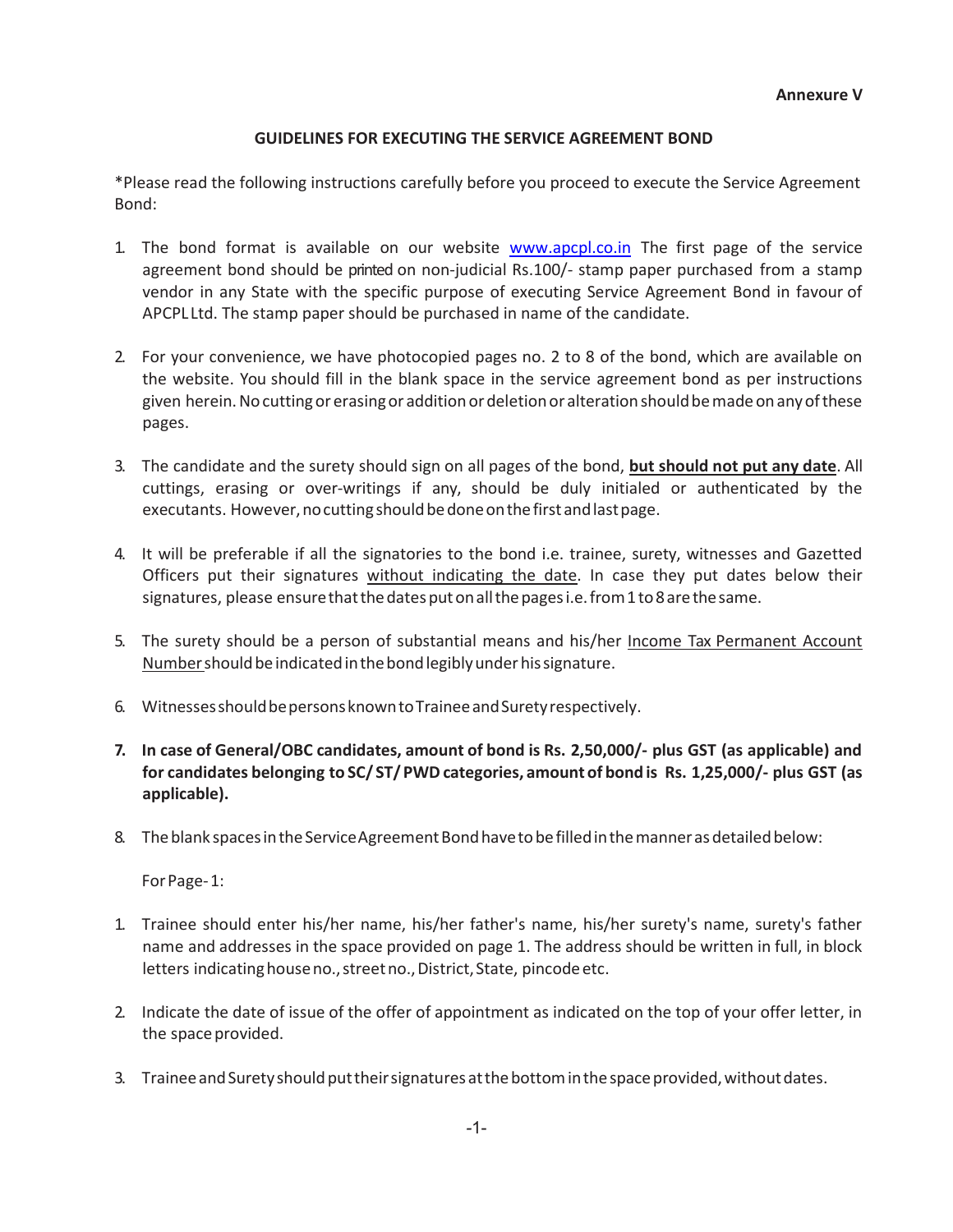**Annexure V**

## GUIDELINES FOR EXECUTING THE SERVICE AGREEMENT BOND

*Please read the following instructions carefully before you proceed to execute the Service Agreement Bond:

1. The bond format is available on our website www.apcpl.co.in The first page of the service agreement bond should be printed on non-judicial Rs.100/- stamp paper purchased from a stamp vendor in any State with the specific purpose of executing Service Agreement Bond in favour of APCPL Ltd. The stamp paper should be purchased in name of the candidate.

2. For your convenience, we have photocopied pages no. 2 to 8 of the bond, which are available on the website. You should fill in the blank space in the service agreement bond as per instructions given herein. No cutting or erasing or addition or deletion or alteration should be made on any of these pages.

3. The candidate and the surety should sign on all pages of the bond, **but should not put any date**. All cuttings, erasing or over-writings if any, should be duly initialed or authenticated by the executants. However, no cutting should be done on the first and last page.

4. It will be preferable if all the signatories to the bond i.e. trainee, surety, witnesses and Gazetted Officers put their signatures without indicating the date. In case they put dates below their signatures, please ensure that the dates put on all the pages i.e. from 1 to 8 are the same.

5. The surety should be a person of substantial means and his/her Income Tax Permanent Account Number should be indicated in the bond legibly under his signature.

6. Witnesses should be persons known to Trainee and Surety respectively.

7. **In case of General/OBC candidates, amount of bond is Rs. 2,50,000/- plus GST (as applicable) and for candidates belonging to SC/ ST/ PWD categories, amount of bond is Rs. 1,25,000/- plus GST (as applicable).**

8. The blank spaces in the Service Agreement Bond have to be filled in the manner as detailed below:

   For Page- 1:

1. Trainee should enter his/her name, his/her father's name, his/her surety's name, surety's father name and addresses in the space provided on page 1. The address should be written in full, in block letters indicating house no., street no., District, State, pincode etc.

2. Indicate the date of issue of the offer of appointment as indicated on the top of your offer letter, in the space provided.

3. Trainee and Surety should put their signatures at the bottom in the space provided, without dates.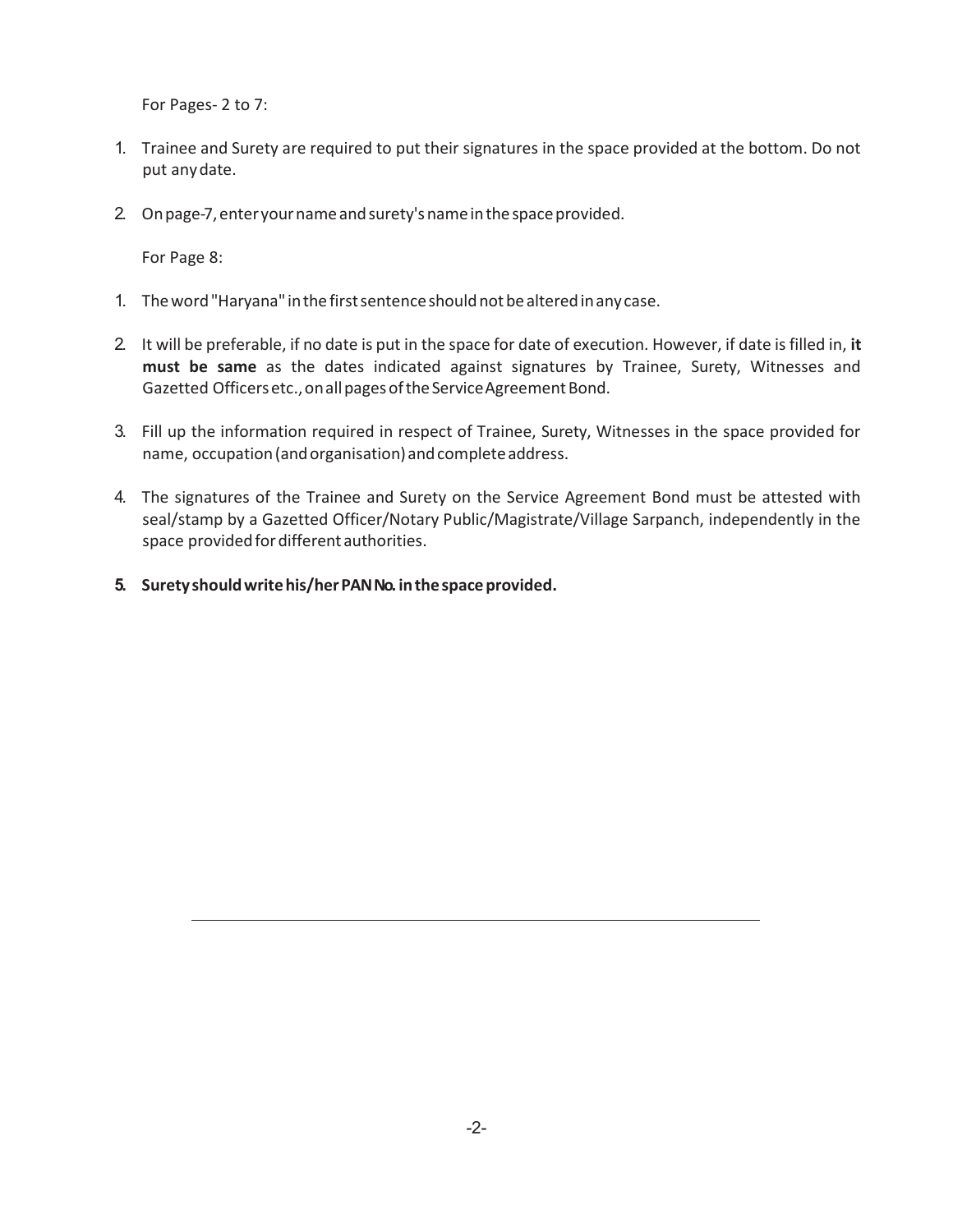For Pages- 2 to 7:

1. Trainee and Surety are required to put their signatures in the space provided at the bottom. Do not put any date.

2. On page-7, enter your name and surety's name in the space provided.

For Page 8:

1. The word "Haryana" in the first sentence should not be altered in any case.

2. It will be preferable, if no date is put in the space for date of execution. However, if date is filled in, **it must be same** as the dates indicated against signatures by Trainee, Surety, Witnesses and Gazetted Officers etc., on all pages of the Service Agreement Bond.

3. Fill up the information required in respect of Trainee, Surety, Witnesses in the space provided for name, occupation (and organisation) and complete address.

4. The signatures of the Trainee and Surety on the Service Agreement Bond must be attested with seal/stamp by a Gazetted Officer/Notary Public/Magistrate/Village Sarpanch, independently in the space provided for different authorities.

5. **Surety should write his/her PAN No. in the space provided.**